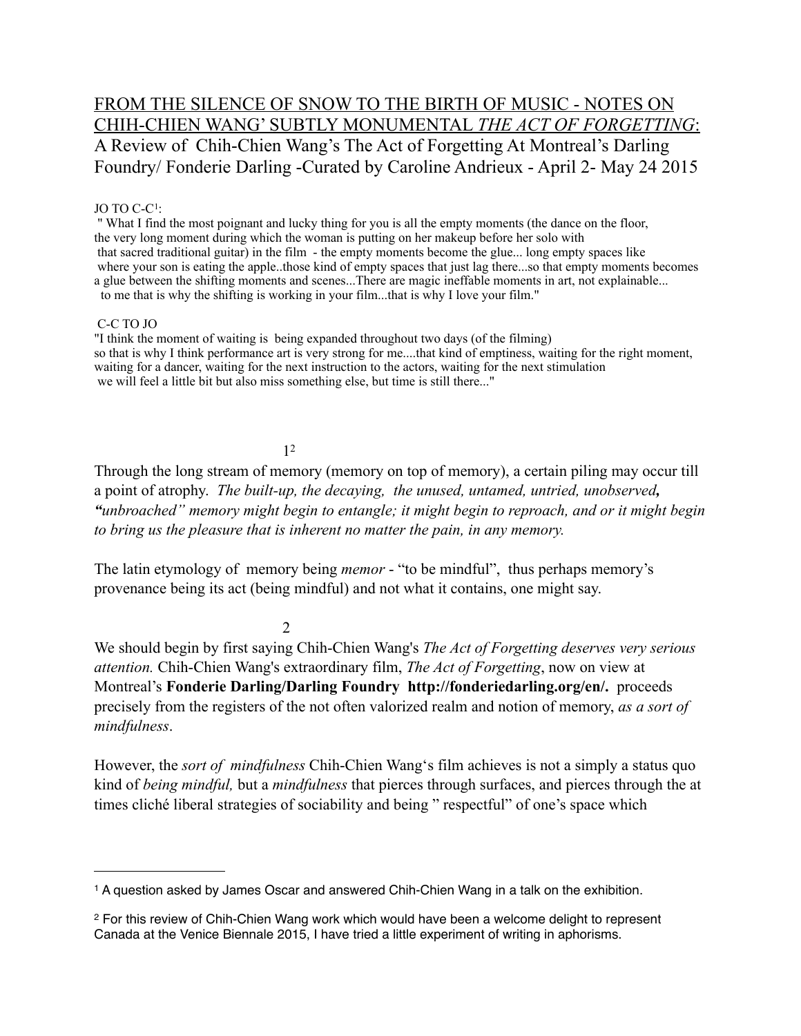# FROM THE SILENCE OF SNOW TO THE BIRTH OF MUSIC - NOTES ON CHIH-CHIEN WANG' SUBTLY MONUMENTAL *THE ACT OF FORGETTING*:

A Review of Chih-Chien Wang's The Act of Forgetting At Montreal's Darling Foundry/ Fonderie Darling -Curated by Caroline Andrieux - April 2- May 24 2015

JO TO C-C[1]:

" What I find the most poignant and lucky thing for you is all the empty moments (the dance on the floor, the very long moment during which the woman is putting on her makeup before her solo with that sacred traditional guitar) in the film - the empty moments become the glue... long empty spaces like where your son is eating the apple..those kind of empty spaces that just lag there...so that empty moments becomes a glue between the shifting moments and scenes...There are magic ineffable moments in art, not explainable... to me that is why the shifting is working in your film...that is why I love your film."

C-C TO JO

"I think the moment of waiting is being expanded throughout two days (of the filming) so that is why I think performance art is very strong for me....that kind of emptiness, waiting for the right moment, waiting for a dancer, waiting for the next instruction to the actors, waiting for the next stimulation we will feel a little bit but also miss something else, but time is still there..."

1[2]

Through the long stream of memory (memory on top of memory), a certain piling may occur till a point of atrophy. *The built-up, the decaying, the unused, untamed, untried, unobserved, "unbroached" memory might begin to entangle; it might begin to reproach, and or it might begin to bring us the pleasure that is inherent no matter the pain, in any memory.*

The latin etymology of memory being *memor* - "to be mindful", thus perhaps memory's provenance being its act (being mindful) and not what it contains, one might say.

2

We should begin by first saying Chih-Chien Wang's *The Act of Forgetting deserves very serious attention.* Chih-Chien Wang's extraordinary film, *The Act of Forgetting*, now on view at Montreal's **Fonderie Darling/Darling Foundry http://fonderiedarling.org/en/.** proceeds precisely from the registers of the not often valorized realm and notion of memory, *as a sort of mindfulness*.

However, the *sort of mindfulness* Chih-Chien Wang's film achieves is not a simply a status quo kind of *being mindful,* but a *mindfulness* that pierces through surfaces, and pierces through the at times cliché liberal strategies of sociability and being " respectful" of one's space which

---

[1] A question asked by James Oscar and answered Chih-Chien Wang in a talk on the exhibition.

[2] For this review of Chih-Chien Wang work which would have been a welcome delight to represent Canada at the Venice Biennale 2015, I have tried a little experiment of writing in aphorisms.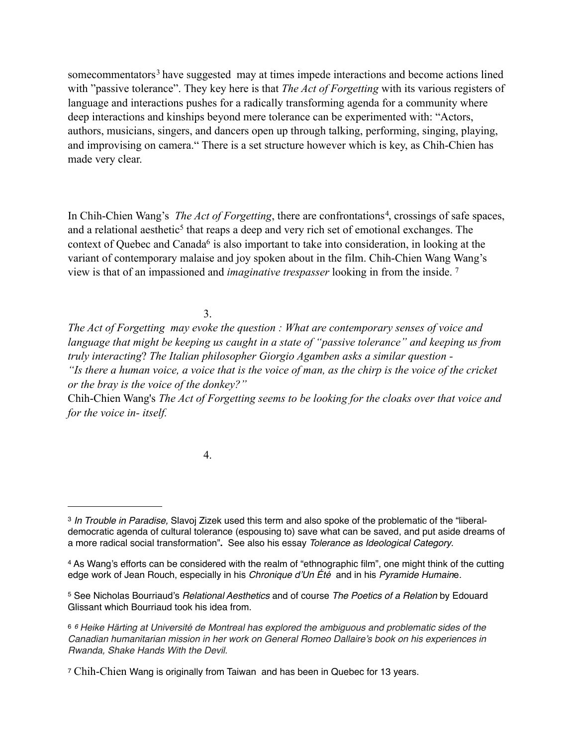somecommentators[3] have suggested may at times impede interactions and become actions lined with "passive tolerance". They key here is that *The Act of Forgetting* with its various registers of language and interactions pushes for a radically transforming agenda for a community where deep interactions and kinships beyond mere tolerance can be experimented with: "Actors, authors, musicians, singers, and dancers open up through talking, performing, singing, playing, and improvising on camera." There is a set structure however which is key, as Chih-Chien has made very clear.

In Chih-Chien Wang's *The Act of Forgetting*, there are confrontations[4], crossings of safe spaces, and a relational aesthetic[5] that reaps a deep and very rich set of emotional exchanges. The context of Quebec and Canada[6] is also important to take into consideration, in looking at the variant of contemporary malaise and joy spoken about in the film. Chih-Chien Wang Wang's view is that of an impassioned and *imaginative trespasser* looking in from the inside. [7]

3.

*The Act of Forgetting may evoke the question : What are contemporary senses of voice and language that might be keeping us caught in a state of "passive tolerance" and keeping us from truly interacting? The Italian philosopher Giorgio Agamben asks a similar question - "Is there a human voice, a voice that is the voice of man, as the chirp is the voice of the cricket or the bray is the voice of the donkey?"*

Chih-Chien Wang's *The Act of Forgetting seems to be looking for the cloaks over that voice and for the voice in- itself.*

4.

---

[3] *In Trouble in Paradise,* Slavoj Zizek used this term and also spoke of the problematic of the "liberal-democratic agenda of cultural tolerance (espousing to) save what can be saved, and put aside dreams of a more radical social transformation"**.** See also his essay *Tolerance as Ideological Category*.

[4] As Wang's efforts can be considered with the realm of "ethnographic film", one might think of the cutting edge work of Jean Rouch, especially in his *Chronique d'Un Été* and in his *Pyramide Humaine.*

[5] See Nicholas Bourriaud's *Relational Aesthetics* and of course *The Poetics of a Relation* by Edouard Glissant which Bourriaud took his idea from.

[6] *6 Heike Härting at Université de Montreal has explored the ambiguous and problematic sides of the Canadian humanitarian mission in her work on General Romeo Dallaire's book on his experiences in Rwanda, Shake Hands With the Devil.*

[7] Chih-Chien Wang is originally from Taiwan and has been in Quebec for 13 years.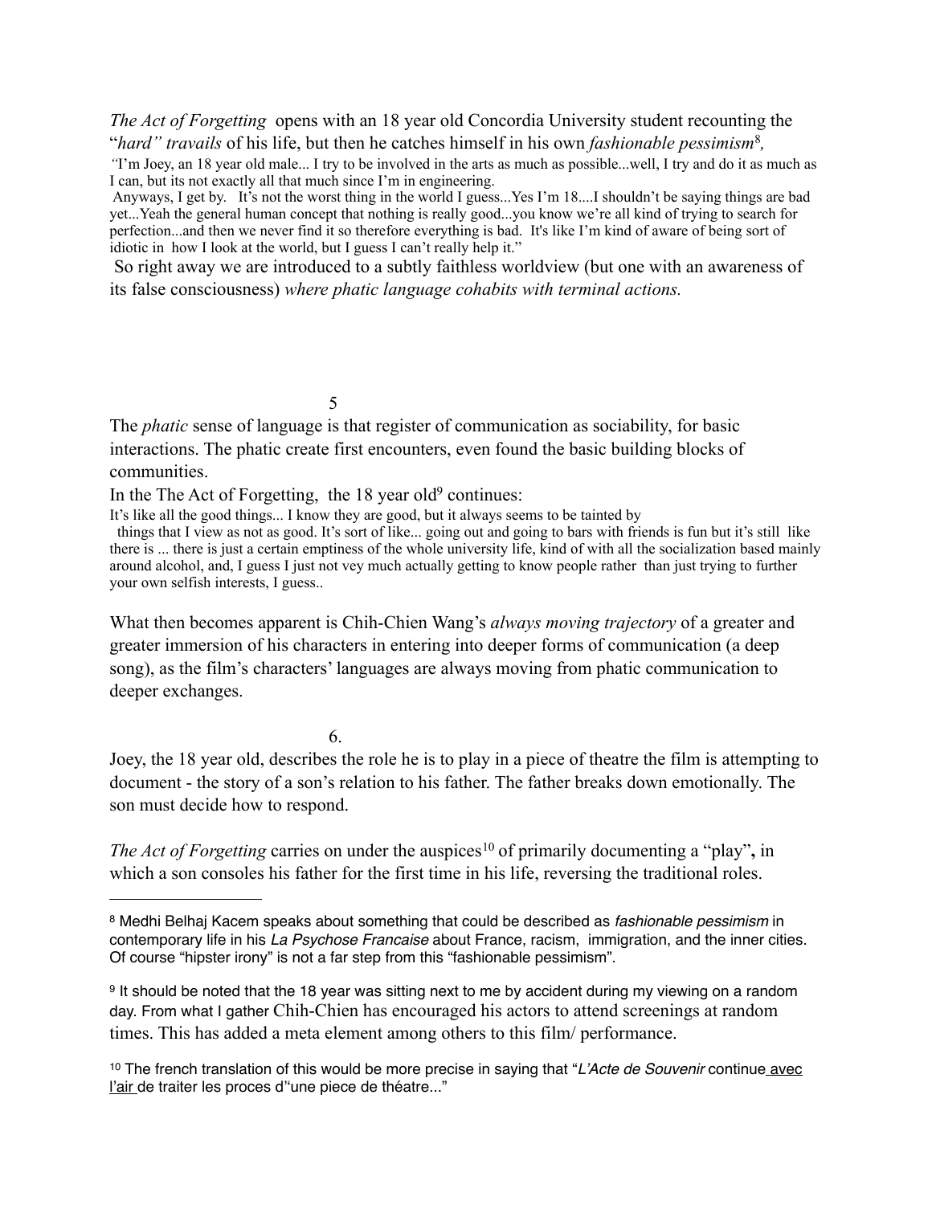*The Act of Forgetting* opens with an 18 year old Concordia University student recounting the "*hard" travails* of his life, but then he catches himself in his own *fashionable pessimism*[8],

"I'm Joey, an 18 year old male... I try to be involved in the arts as much as possible...well, I try and do it as much as I can, but its not exactly all that much since I'm in engineering.
Anyways, I get by. It's not the worst thing in the world I guess...Yes I'm 18....I shouldn't be saying things are bad yet...Yeah the general human concept that nothing is really good...you know we're all kind of trying to search for perfection...and then we never find it so therefore everything is bad. It's like I'm kind of aware of being sort of idiotic in how I look at the world, but I guess I can't really help it."

So right away we are introduced to a subtly faithless worldview (but one with an awareness of its false consciousness) *where phatic language cohabits with terminal actions.*

5

The *phatic* sense of language is that register of communication as sociability, for basic interactions. The phatic create first encounters, even found the basic building blocks of communities.

In the The Act of Forgetting, the 18 year old[9] continues:

It's like all the good things... I know they are good, but it always seems to be tainted by things that I view as not as good. It's sort of like... going out and going to bars with friends is fun but it's still like there is ... there is just a certain emptiness of the whole university life, kind of with all the socialization based mainly around alcohol, and, I guess I just not vey much actually getting to know people rather than just trying to further your own selfish interests, I guess..

What then becomes apparent is Chih-Chien Wang's *always moving trajectory* of a greater and greater immersion of his characters in entering into deeper forms of communication (a deep song), as the film's characters' languages are always moving from phatic communication to deeper exchanges.

6.

Joey, the 18 year old, describes the role he is to play in a piece of theatre the film is attempting to document - the story of a son's relation to his father. The father breaks down emotionally. The son must decide how to respond.

*The Act of Forgetting* carries on under the auspices[10] of primarily documenting a "play"**,** in which a son consoles his father for the first time in his life, reversing the traditional roles.

---

[8] Medhi Belhaj Kacem speaks about something that could be described as *fashionable pessimism* in contemporary life in his *La Psychose Francaise* about France, racism, immigration, and the inner cities. Of course "hipster irony" is not a far step from this "fashionable pessimism".

[9] It should be noted that the 18 year was sitting next to me by accident during my viewing on a random day. From what I gather Chih-Chien has encouraged his actors to attend screenings at random times. This has added a meta element among others to this film/ performance.

[10] The french translation of this would be more precise in saying that "*L'Acte de Souvenir* continue avec l'air de traiter les proces d''une piece de théatre..."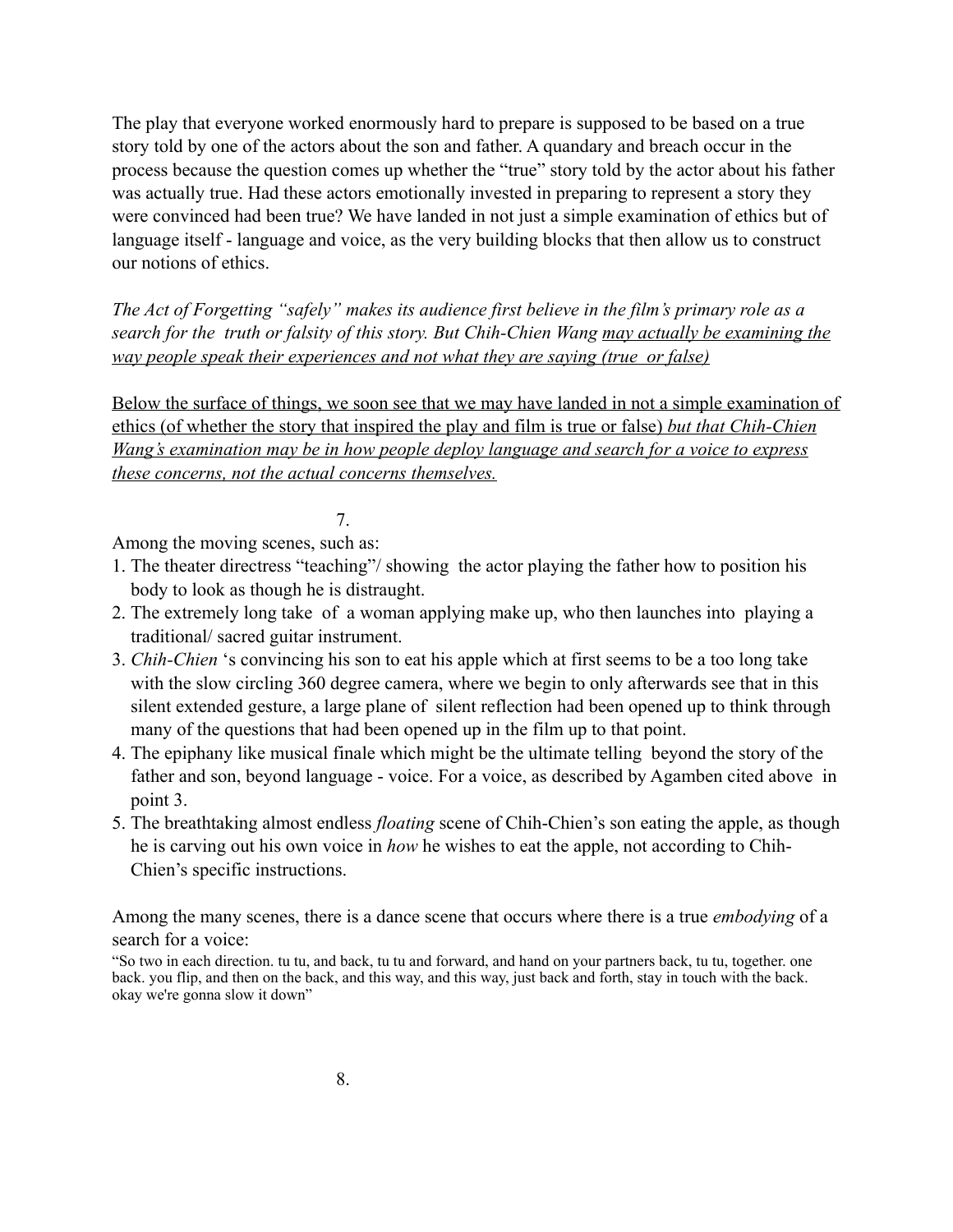The play that everyone worked enormously hard to prepare is supposed to be based on a true story told by one of the actors about the son and father. A quandary and breach occur in the process because the question comes up whether the "true" story told by the actor about his father was actually true. Had these actors emotionally invested in preparing to represent a story they were convinced had been true? We have landed in not just a simple examination of ethics but of language itself - language and voice, as the very building blocks that then allow us to construct our notions of ethics.

*The Act of Forgetting "safely" makes its audience first believe in the film's primary role as a search for the truth or falsity of this story. But Chih-Chien Wang <u>may actually be examining the way people speak their experiences and not what they are saying (true or false)</u>*

<u>Below the surface of things, we soon see that we may have landed in not a simple examination of ethics (of whether the story that inspired the play and film is true or false) *but that Chih-Chien Wang's examination may be in how people deploy language and search for a voice to express these concerns, not the actual concerns themselves.*</u>

7.

Among the moving scenes, such as:

1. The theater directress "teaching"/ showing the actor playing the father how to position his body to look as though he is distraught.
2. The extremely long take of a woman applying make up, who then launches into playing a traditional/ sacred guitar instrument.
3. *Chih-Chien* 's convincing his son to eat his apple which at first seems to be a too long take with the slow circling 360 degree camera, where we begin to only afterwards see that in this silent extended gesture, a large plane of silent reflection had been opened up to think through many of the questions that had been opened up in the film up to that point.
4. The epiphany like musical finale which might be the ultimate telling beyond the story of the father and son, beyond language - voice. For a voice, as described by Agamben cited above in point 3.
5. The breathtaking almost endless *floating* scene of Chih-Chien's son eating the apple, as though he is carving out his own voice in *how* he wishes to eat the apple, not according to Chih-Chien's specific instructions.

Among the many scenes, there is a dance scene that occurs where there is a true *embodying* of a search for a voice:

"So two in each direction. tu tu, and back, tu tu and forward, and hand on your partners back, tu tu, together. one back. you flip, and then on the back, and this way, and this way, just back and forth, stay in touch with the back. okay we're gonna slow it down"

8.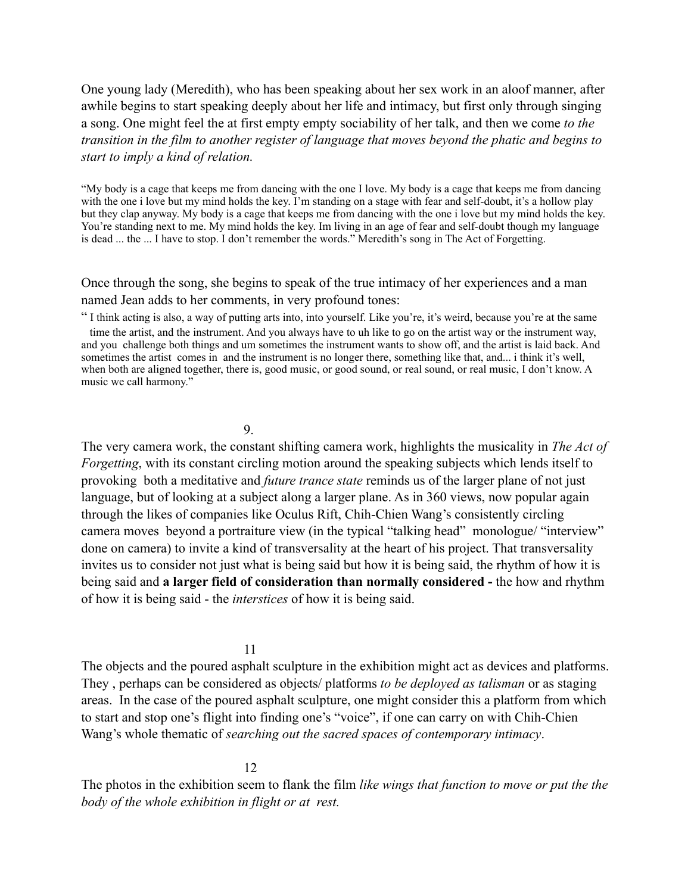One young lady (Meredith), who has been speaking about her sex work in an aloof manner, after awhile begins to start speaking deeply about her life and intimacy, but first only through singing a song. One might feel the at first empty empty sociability of her talk, and then we come *to the transition in the film to another register of language that moves beyond the phatic and begins to start to imply a kind of relation.*

"My body is a cage that keeps me from dancing with the one I love. My body is a cage that keeps me from dancing with the one i love but my mind holds the key. I'm standing on a stage with fear and self-doubt, it's a hollow play but they clap anyway. My body is a cage that keeps me from dancing with the one i love but my mind holds the key. You're standing next to me. My mind holds the key. Im living in an age of fear and self-doubt though my language is dead ... the ... I have to stop. I don't remember the words." Meredith's song in The Act of Forgetting.

Once through the song, she begins to speak of the true intimacy of her experiences and a man named Jean adds to her comments, in very profound tones:

" I think acting is also, a way of putting arts into, into yourself. Like you're, it's weird, because you're at the same time the artist, and the instrument. And you always have to uh like to go on the artist way or the instrument way, and you challenge both things and um sometimes the instrument wants to show off, and the artist is laid back. And sometimes the artist comes in and the instrument is no longer there, something like that, and... i think it's well, when both are aligned together, there is, good music, or good sound, or real sound, or real music, I don't know. A music we call harmony."

9.

The very camera work, the constant shifting camera work, highlights the musicality in *The Act of Forgetting*, with its constant circling motion around the speaking subjects which lends itself to provoking both a meditative and *future trance state* reminds us of the larger plane of not just language, but of looking at a subject along a larger plane. As in 360 views, now popular again through the likes of companies like Oculus Rift, Chih-Chien Wang's consistently circling camera moves beyond a portraiture view (in the typical "talking head" monologue/ "interview" done on camera) to invite a kind of transversality at the heart of his project. That transversality invites us to consider not just what is being said but how it is being said, the rhythm of how it is being said and **a larger field of consideration than normally considered -** the how and rhythm of how it is being said - the *interstices* of how it is being said.

11

The objects and the poured asphalt sculpture in the exhibition might act as devices and platforms. They , perhaps can be considered as objects/ platforms *to be deployed as talisman* or as staging areas. In the case of the poured asphalt sculpture, one might consider this a platform from which to start and stop one's flight into finding one's "voice", if one can carry on with Chih-Chien Wang's whole thematic of *searching out the sacred spaces of contemporary intimacy*.

12

The photos in the exhibition seem to flank the film *like wings that function to move or put the the body of the whole exhibition in flight or at rest.*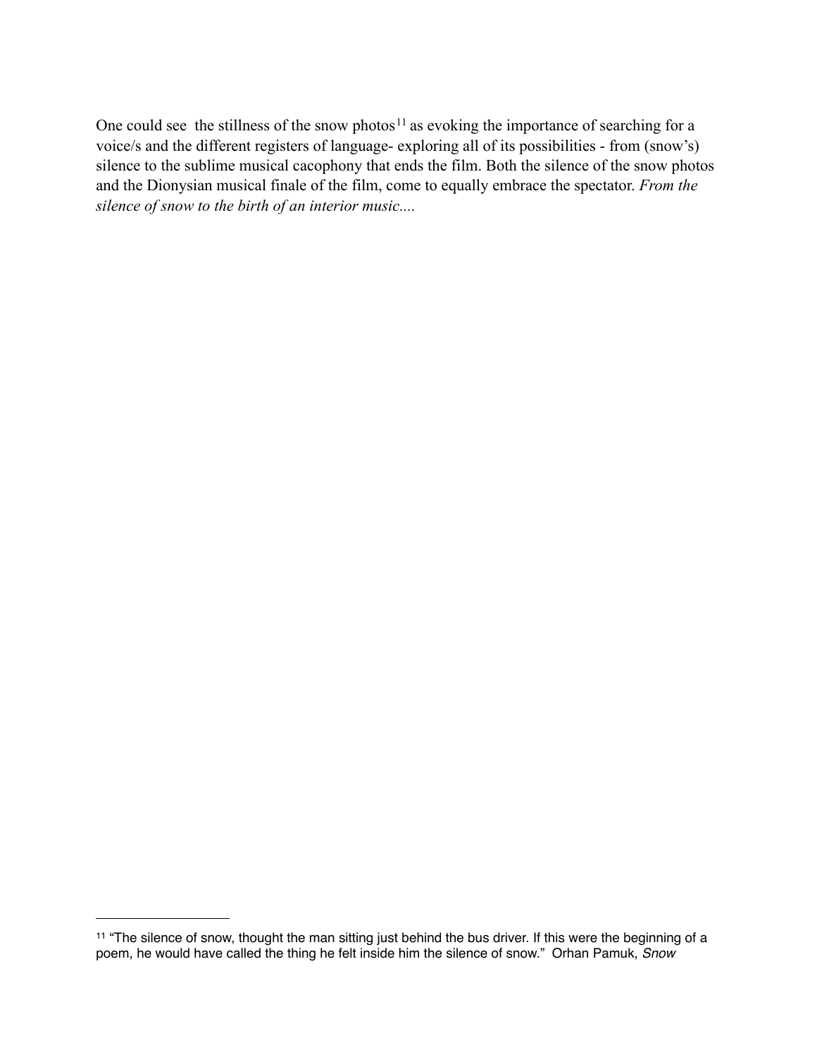One could see  the stillness of the snow photos[11] as evoking the importance of searching for a voice/s and the different registers of language- exploring all of its possibilities - from (snow's) silence to the sublime musical cacophony that ends the film. Both the silence of the snow photos and the Dionysian musical finale of the film, come to equally embrace the spectator. *From the silence of snow to the birth of an interior music....*

---

[11] "The silence of snow, thought the man sitting just behind the bus driver. If this were the beginning of a poem, he would have called the thing he felt inside him the silence of snow."  Orhan Pamuk, *Snow*